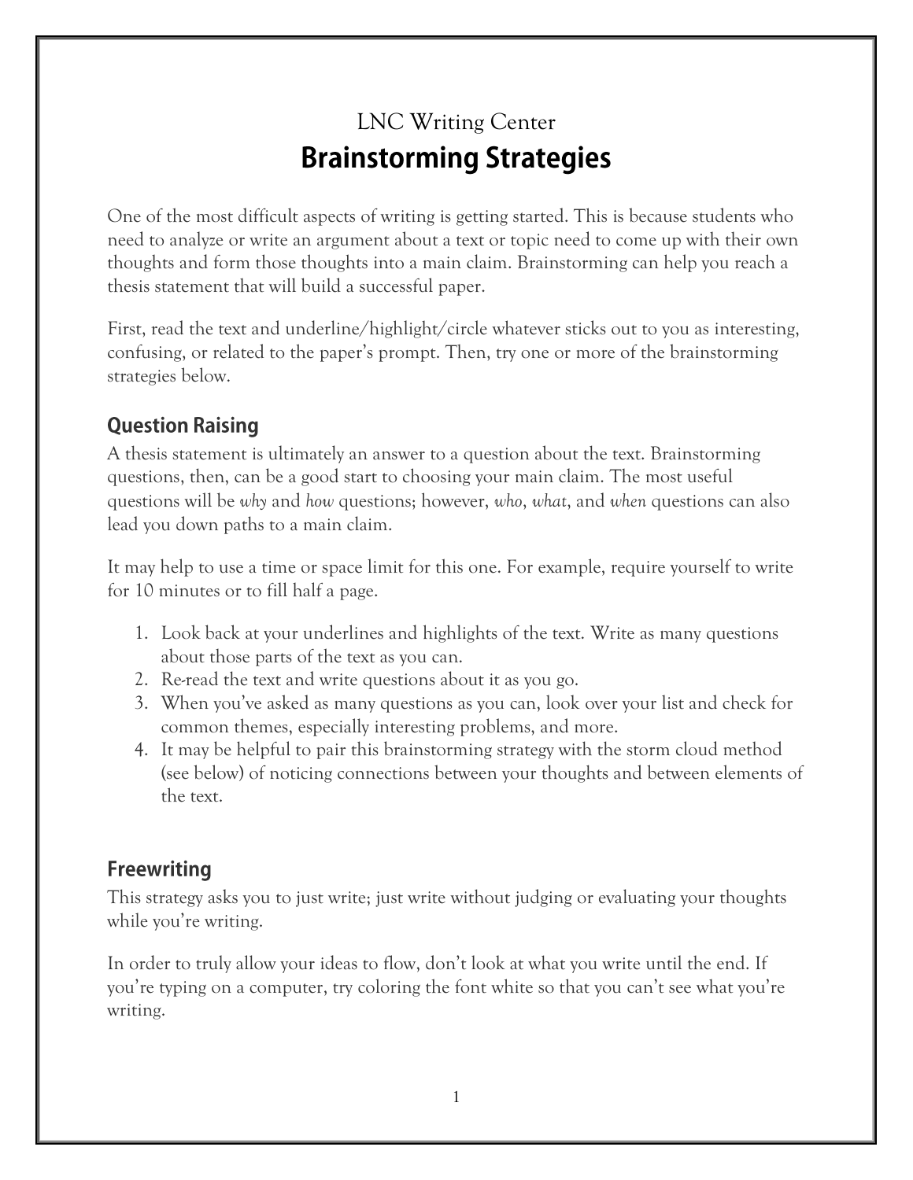LNC Writing Center

# Brainstorming Strategies

One of the most difficult aspects of writing is getting started. This is because students who need to analyze or write an argument about a text or topic need to come up with their own thoughts and form those thoughts into a main claim. Brainstorming can help you reach a thesis statement that will build a successful paper.

First, read the text and underline/highlight/circle whatever sticks out to you as interesting, confusing, or related to the paper's prompt. Then, try one or more of the brainstorming strategies below.

## Question Raising

A thesis statement is ultimately an answer to a question about the text. Brainstorming questions, then, can be a good start to choosing your main claim. The most useful questions will be *why* and *how* questions; however, *who*, *what*, and *when* questions can also lead you down paths to a main claim.

It may help to use a time or space limit for this one. For example, require yourself to write for 10 minutes or to fill half a page.

1. Look back at your underlines and highlights of the text. Write as many questions about those parts of the text as you can.
2. Re-read the text and write questions about it as you go.
3. When you've asked as many questions as you can, look over your list and check for common themes, especially interesting problems, and more.
4. It may be helpful to pair this brainstorming strategy with the storm cloud method (see below) of noticing connections between your thoughts and between elements of the text.

## Freewriting

This strategy asks you to just write; just write without judging or evaluating your thoughts while you're writing.

In order to truly allow your ideas to flow, don't look at what you write until the end. If you're typing on a computer, try coloring the font white so that you can't see what you're writing.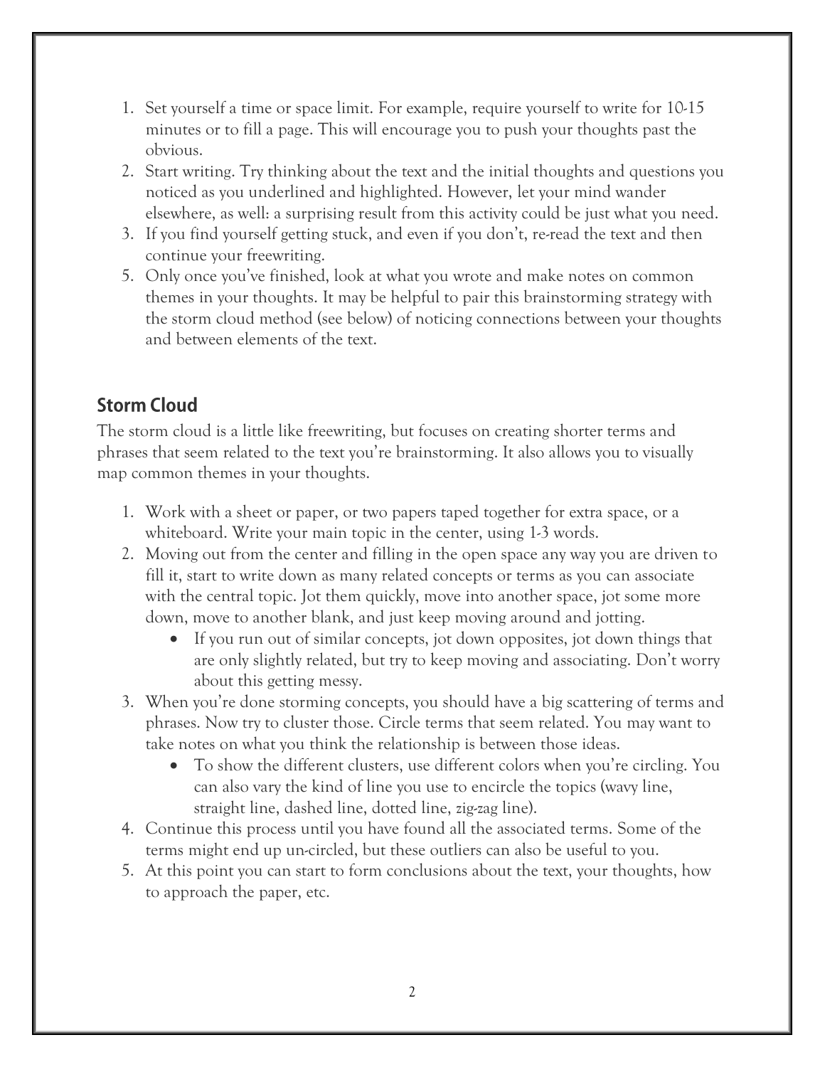1. Set yourself a time or space limit. For example, require yourself to write for 10-15 minutes or to fill a page. This will encourage you to push your thoughts past the obvious.
2. Start writing. Try thinking about the text and the initial thoughts and questions you noticed as you underlined and highlighted. However, let your mind wander elsewhere, as well: a surprising result from this activity could be just what you need.
3. If you find yourself getting stuck, and even if you don't, re-read the text and then continue your freewriting.
5. Only once you've finished, look at what you wrote and make notes on common themes in your thoughts. It may be helpful to pair this brainstorming strategy with the storm cloud method (see below) of noticing connections between your thoughts and between elements of the text.

## Storm Cloud

The storm cloud is a little like freewriting, but focuses on creating shorter terms and phrases that seem related to the text you're brainstorming. It also allows you to visually map common themes in your thoughts.

1. Work with a sheet or paper, or two papers taped together for extra space, or a whiteboard. Write your main topic in the center, using 1-3 words.
2. Moving out from the center and filling in the open space any way you are driven to fill it, start to write down as many related concepts or terms as you can associate with the central topic. Jot them quickly, move into another space, jot some more down, move to another blank, and just keep moving around and jotting.
   - If you run out of similar concepts, jot down opposites, jot down things that are only slightly related, but try to keep moving and associating. Don't worry about this getting messy.
3. When you're done storming concepts, you should have a big scattering of terms and phrases. Now try to cluster those. Circle terms that seem related. You may want to take notes on what you think the relationship is between those ideas.
   - To show the different clusters, use different colors when you're circling. You can also vary the kind of line you use to encircle the topics (wavy line, straight line, dashed line, dotted line, zig-zag line).
4. Continue this process until you have found all the associated terms. Some of the terms might end up un-circled, but these outliers can also be useful to you.
5. At this point you can start to form conclusions about the text, your thoughts, how to approach the paper, etc.